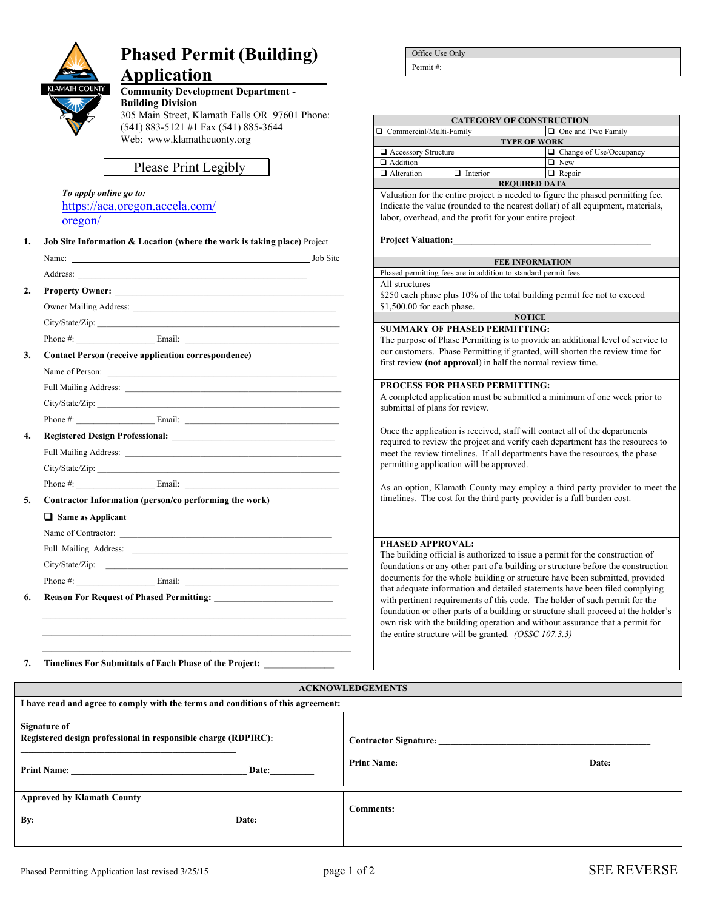# Phased Permit (Building) Application

**Community Development Department - Building Division**
305 Main Street, Klamath Falls OR 97601 Phone: (541) 883-5121 #1 Fax (541) 885-3644
Web: www.klamathcuonty.org

| Office Use Only |
|---|
| Permit #: |

Please Print Legibly

***To apply online go to:***
https://aca.oregon.accela.com/oregon/

1. **Job Site Information & Location (where the work is taking place)** Project Name: ______ Job Site Address: ______
2. **Property Owner:** ______
   Owner Mailing Address: ______
   City/State/Zip: ______
   Phone #: ______ Email: ______
3. **Contact Person (receive application correspondence)**
   Name of Person: ______
   Full Mailing Address: ______
   City/State/Zip: ______
   Phone #: ______ Email: ______
4. **Registered Design Professional:** ______
   Full Mailing Address: ______
   City/State/Zip: ______
   Phone #: ______ Email: ______
5. **Contractor Information (person/co performing the work)**
   ❑ **Same as Applicant**
   Name of Contractor: ______
   Full Mailing Address: ______
   City/State/Zip: ______
   Phone #: ______ Email: ______
6. **Reason For Request of Phased Permitting:** ______
7. **Timelines For Submittals of Each Phase of the Project:** ______

| CATEGORY OF CONSTRUCTION | |
|---|---|
| ❑ Commercial/Multi-Family | ❑ One and Two Family |
| **TYPE OF WORK** | |
| ❑ Accessory Structure | ❑ Change of Use/Occupancy |
| ❑ Addition | ❑ New |
| ❑ Alteration ❑ Interior | ❑ Repair |

**REQUIRED DATA**

Valuation for the entire project is needed to figure the phased permitting fee. Indicate the value (rounded to the nearest dollar) of all equipment, materials, labor, overhead, and the profit for your entire project.

**Project Valuation:** ______

**FEE INFORMATION**

Phased permitting fees are in addition to standard permit fees.

All structures–
$250 each phase plus 10% of the total building permit fee not to exceed $1,500.00 for each phase.

**NOTICE**

**SUMMARY OF PHASED PERMITTING:**
The purpose of Phase Permitting is to provide an additional level of service to our customers. Phase Permitting if granted, will shorten the review time for first review **(not approval)** in half the normal review time.

**PROCESS FOR PHASED PERMITTING:**
A completed application must be submitted a minimum of one week prior to submittal of plans for review.

Once the application is received, staff will contact all of the departments required to review the project and verify each department has the resources to meet the review timelines. If all departments have the resources, the phase permitting application will be approved.

As an option, Klamath County may employ a third party provider to meet the timelines. The cost for the third party provider is a full burden cost.

**PHASED APPROVAL:**
The building official is authorized to issue a permit for the construction of foundations or any other part of a building or structure before the construction documents for the whole building or structure have been submitted, provided that adequate information and detailed statements have been filed complying with pertinent requirements of this code. The holder of such permit for the foundation or other parts of a building or structure shall proceed at the holder's own risk with the building operation and without assurance that a permit for the entire structure will be granted. *(OSSC 107.3.3)*

**ACKNOWLEDGEMENTS**

**I have read and agree to comply with the terms and conditions of this agreement:**

| | |
|---|---|
| **Signature of Registered design professional in responsible charge (RDPIRC):** ______ **Print Name:** ______ **Date:** ______ | **Contractor Signature:** ______ **Print Name:** ______ **Date:** ______ |
| **Approved by Klamath County** **By:** ______ **Date:** ______ | **Comments:** |

Phased Permitting Application last revised 3/25/15

SEE REVERSE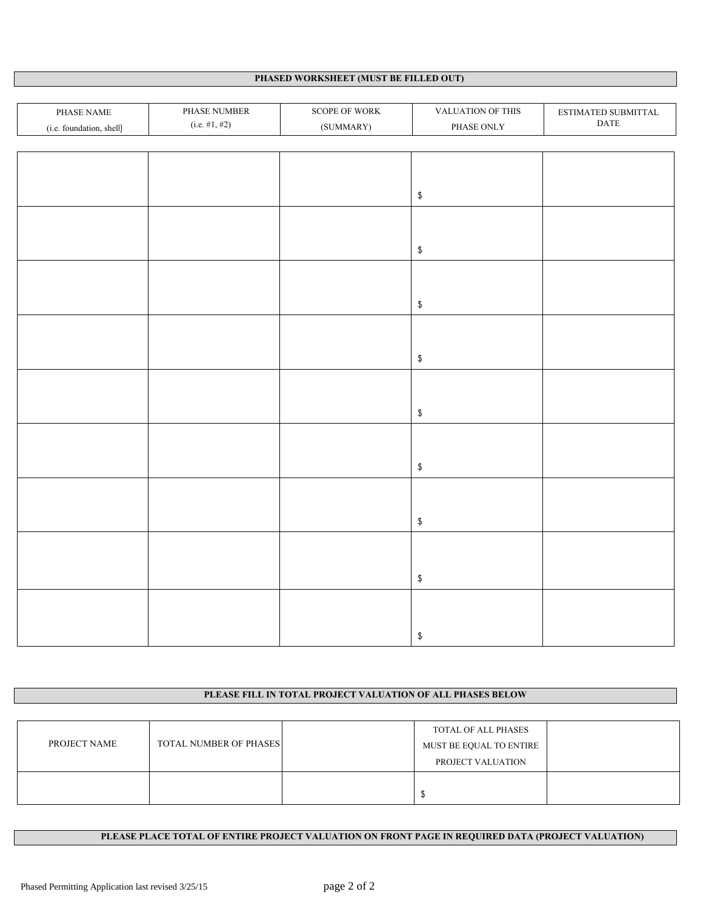**PHASED WORKSHEET (MUST BE FILLED OUT)**

| PHASE NAME (i.e. foundation, shell) | PHASE NUMBER (i.e. #1, #2) | SCOPE OF WORK (SUMMARY) | VALUATION OF THIS PHASE ONLY | ESTIMATED SUBMITTAL DATE |
|---|---|---|---|---|
| | | | $ | |
| | | | $ | |
| | | | $ | |
| | | | $ | |
| | | | $ | |
| | | | $ | |
| | | | $ | |
| | | | $ | |
| | | | $ | |

**PLEASE FILL IN TOTAL PROJECT VALUATION OF ALL PHASES BELOW**

| PROJECT NAME | TOTAL NUMBER OF PHASES | | TOTAL OF ALL PHASES MUST BE EQUAL TO ENTIRE PROJECT VALUATION | |
|---|---|---|---|---|
| | | | $ | |

**PLEASE PLACE TOTAL OF ENTIRE PROJECT VALUATION ON FRONT PAGE IN REQUIRED DATA (PROJECT VALUATION)**

Phased Permitting Application last revised 3/25/15